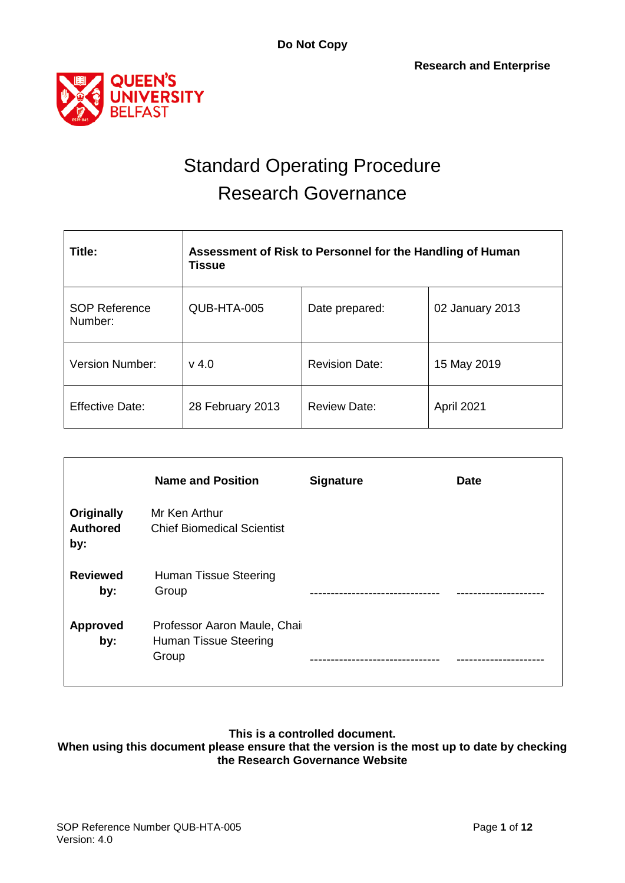**Do Not Copy**

**Research and Enterprise**

# Standard Operating Procedure
# Research Governance

| **Title:** | **Assessment of Risk to Personnel for the Handling of Human Tissue** | | |
|---|---|---|---|
| SOP Reference Number: | QUB-HTA-005 | Date prepared: | 02 January 2013 |
| Version Number: | v 4.0 | Revision Date: | 15 May 2019 |
| Effective Date: | 28 February 2013 | Review Date: | April 2021 |

| | **Name and Position** | **Signature** | **Date** |
|---|---|---|---|
| **Originally Authored by:** | Mr Ken Arthur<br>Chief Biomedical Scientist | | |
| **Reviewed by:** | Human Tissue Steering Group | ------------------------------- | --------------------- |
| **Approved by:** | Professor Aaron Maule, Chair<br>Human Tissue Steering Group | ------------------------------- | --------------------- |

**This is a controlled document.**
**When using this document please ensure that the version is the most up to date by checking the Research Governance Website**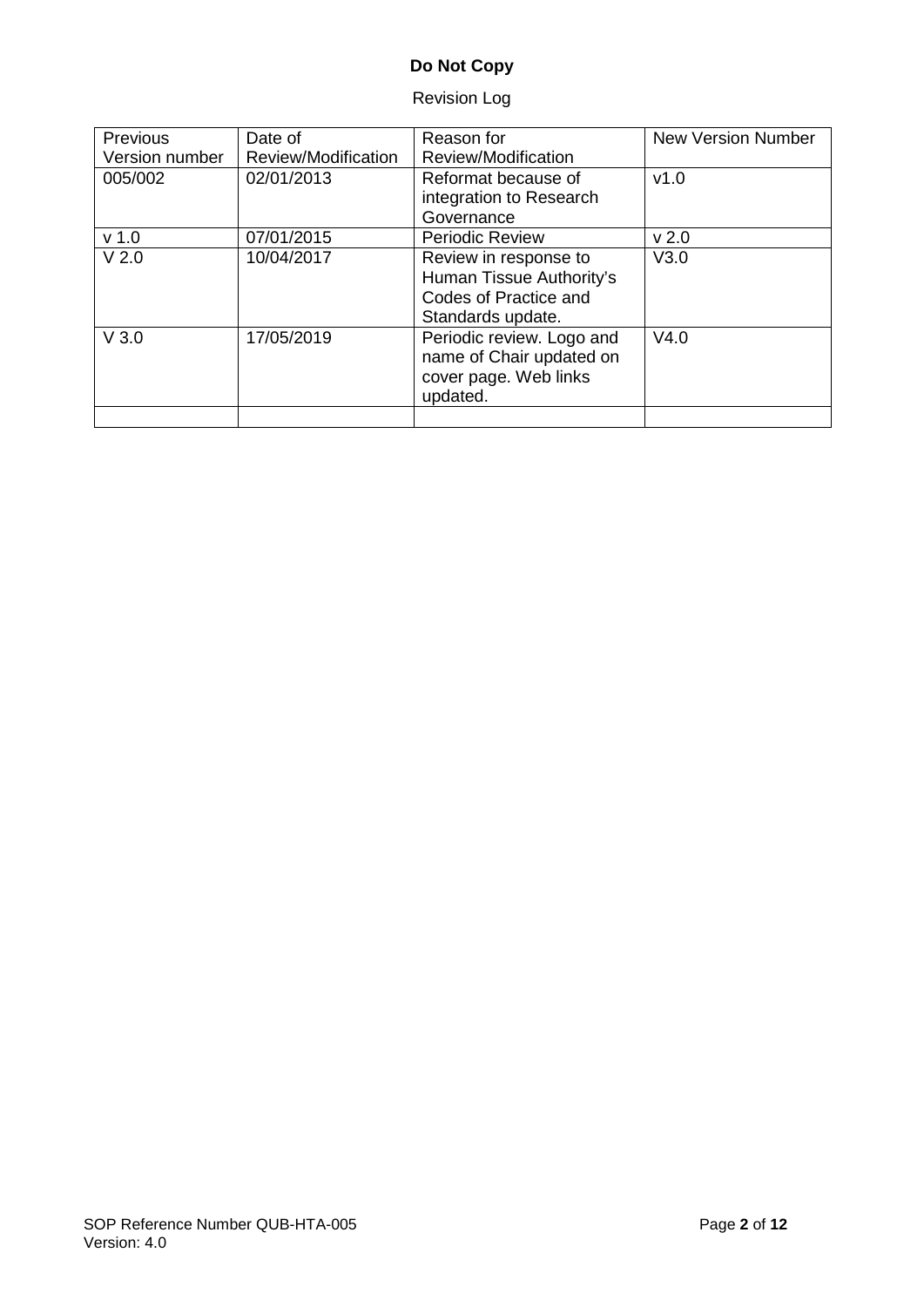**Do Not Copy**

Revision Log

| Previous Version number | Date of Review/Modification | Reason for Review/Modification | New Version Number |
|---|---|---|---|
| 005/002 | 02/01/2013 | Reformat because of integration to Research Governance | v1.0 |
| v 1.0 | 07/01/2015 | Periodic Review | v 2.0 |
| V 2.0 | 10/04/2017 | Review in response to Human Tissue Authority's Codes of Practice and Standards update. | V3.0 |
| V 3.0 | 17/05/2019 | Periodic review. Logo and name of Chair updated on cover page. Web links updated. | V4.0 |
| | | | |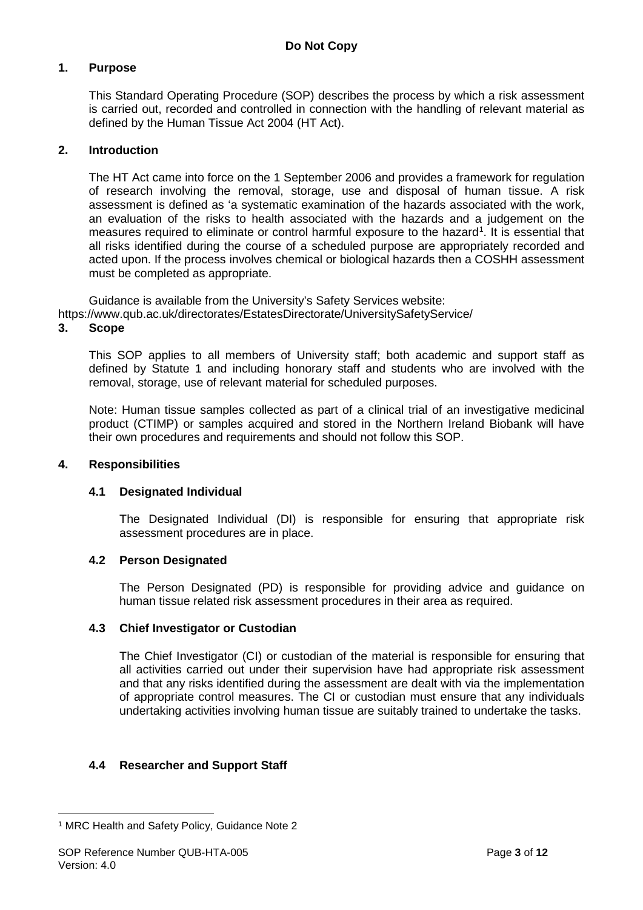**Do Not Copy**

## 1. Purpose

This Standard Operating Procedure (SOP) describes the process by which a risk assessment is carried out, recorded and controlled in connection with the handling of relevant material as defined by the Human Tissue Act 2004 (HT Act).

## 2. Introduction

The HT Act came into force on the 1 September 2006 and provides a framework for regulation of research involving the removal, storage, use and disposal of human tissue. A risk assessment is defined as 'a systematic examination of the hazards associated with the work, an evaluation of the risks to health associated with the hazards and a judgement on the measures required to eliminate or control harmful exposure to the hazard[1]. It is essential that all risks identified during the course of a scheduled purpose are appropriately recorded and acted upon. If the process involves chemical or biological hazards then a COSHH assessment must be completed as appropriate.

Guidance is available from the University's Safety Services website:
https://www.qub.ac.uk/directorates/EstatesDirectorate/UniversitySafetyService/

## 3. Scope

This SOP applies to all members of University staff; both academic and support staff as defined by Statute 1 and including honorary staff and students who are involved with the removal, storage, use of relevant material for scheduled purposes.

Note: Human tissue samples collected as part of a clinical trial of an investigative medicinal product (CTIMP) or samples acquired and stored in the Northern Ireland Biobank will have their own procedures and requirements and should not follow this SOP.

## 4. Responsibilities

### 4.1 Designated Individual

The Designated Individual (DI) is responsible for ensuring that appropriate risk assessment procedures are in place.

### 4.2 Person Designated

The Person Designated (PD) is responsible for providing advice and guidance on human tissue related risk assessment procedures in their area as required.

### 4.3 Chief Investigator or Custodian

The Chief Investigator (CI) or custodian of the material is responsible for ensuring that all activities carried out under their supervision have had appropriate risk assessment and that any risks identified during the assessment are dealt with via the implementation of appropriate control measures. The CI or custodian must ensure that any individuals undertaking activities involving human tissue are suitably trained to undertake the tasks.

### 4.4 Researcher and Support Staff

[1] MRC Health and Safety Policy, Guidance Note 2

SOP Reference Number QUB-HTA-005
Version: 4.0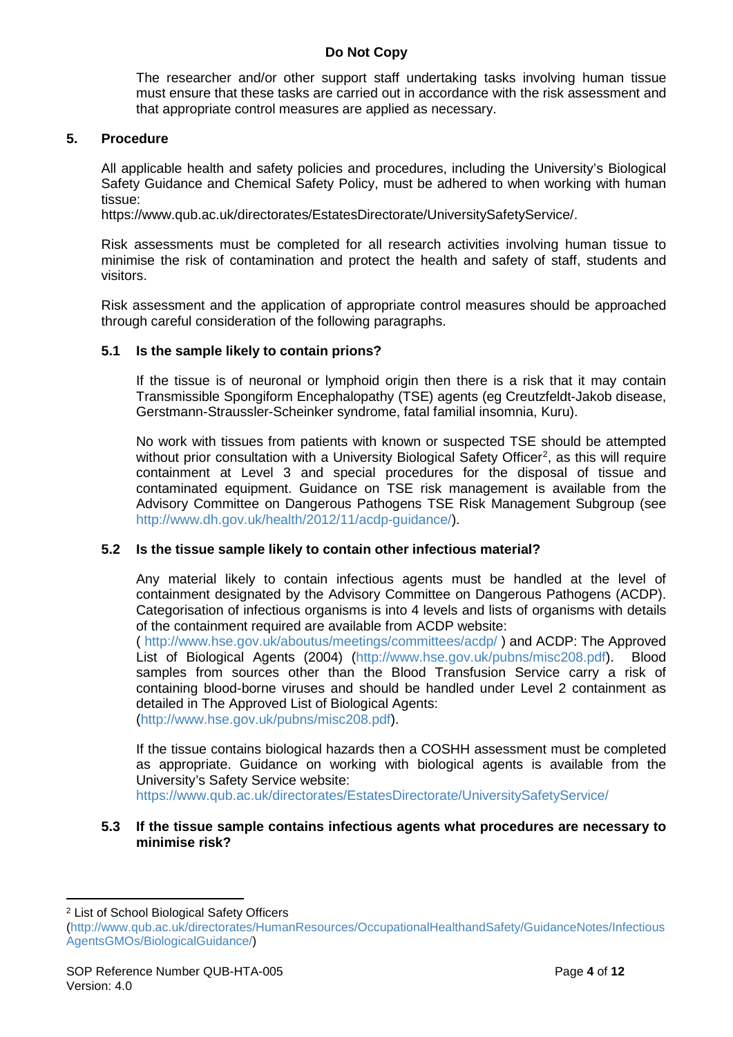The researcher and/or other support staff undertaking tasks involving human tissue must ensure that these tasks are carried out in accordance with the risk assessment and that appropriate control measures are applied as necessary.

## 5. Procedure

All applicable health and safety policies and procedures, including the University's Biological Safety Guidance and Chemical Safety Policy, must be adhered to when working with human tissue:
https://www.qub.ac.uk/directorates/EstatesDirectorate/UniversitySafetyService/.

Risk assessments must be completed for all research activities involving human tissue to minimise the risk of contamination and protect the health and safety of staff, students and visitors.

Risk assessment and the application of appropriate control measures should be approached through careful consideration of the following paragraphs.

### 5.1 Is the sample likely to contain prions?

If the tissue is of neuronal or lymphoid origin then there is a risk that it may contain Transmissible Spongiform Encephalopathy (TSE) agents (eg Creutzfeldt-Jakob disease, Gerstmann-Straussler-Scheinker syndrome, fatal familial insomnia, Kuru).

No work with tissues from patients with known or suspected TSE should be attempted without prior consultation with a University Biological Safety Officer[2], as this will require containment at Level 3 and special procedures for the disposal of tissue and contaminated equipment. Guidance on TSE risk management is available from the Advisory Committee on Dangerous Pathogens TSE Risk Management Subgroup (see http://www.dh.gov.uk/health/2012/11/acdp-guidance/).

### 5.2 Is the tissue sample likely to contain other infectious material?

Any material likely to contain infectious agents must be handled at the level of containment designated by the Advisory Committee on Dangerous Pathogens (ACDP). Categorisation of infectious organisms is into 4 levels and lists of organisms with details of the containment required are available from ACDP website:
( http://www.hse.gov.uk/aboutus/meetings/committees/acdp/ ) and ACDP: The Approved List of Biological Agents (2004) (http://www.hse.gov.uk/pubns/misc208.pdf). Blood samples from sources other than the Blood Transfusion Service carry a risk of containing blood-borne viruses and should be handled under Level 2 containment as detailed in The Approved List of Biological Agents:
(http://www.hse.gov.uk/pubns/misc208.pdf).

If the tissue contains biological hazards then a COSHH assessment must be completed as appropriate. Guidance on working with biological agents is available from the University's Safety Service website:
https://www.qub.ac.uk/directorates/EstatesDirectorate/UniversitySafetyService/

### 5.3 If the tissue sample contains infectious agents what procedures are necessary to minimise risk?

---

[2] List of School Biological Safety Officers (http://www.qub.ac.uk/directorates/HumanResources/OccupationalHealthandSafety/GuidanceNotes/InfectiousAgentsGMOs/BiologicalGuidance/)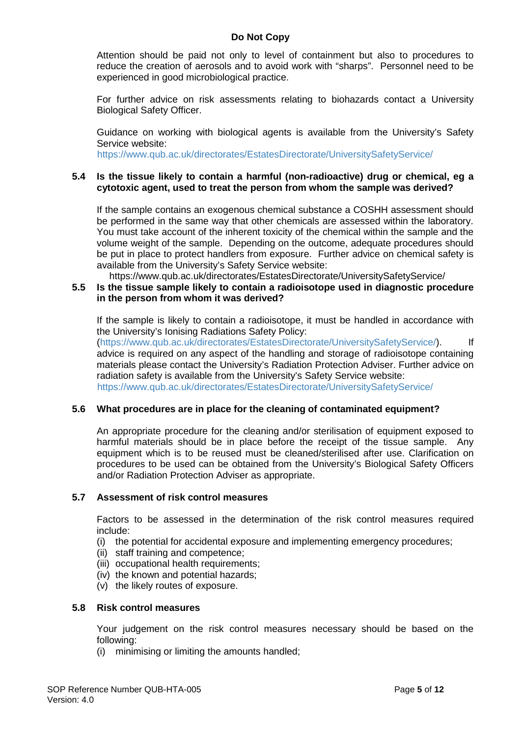Attention should be paid not only to level of containment but also to procedures to reduce the creation of aerosols and to avoid work with "sharps". Personnel need to be experienced in good microbiological practice.

For further advice on risk assessments relating to biohazards contact a University Biological Safety Officer.

Guidance on working with biological agents is available from the University's Safety Service website:
https://www.qub.ac.uk/directorates/EstatesDirectorate/UniversitySafetyService/

### 5.4 Is the tissue likely to contain a harmful (non-radioactive) drug or chemical, eg a cytotoxic agent, used to treat the person from whom the sample was derived?

If the sample contains an exogenous chemical substance a COSHH assessment should be performed in the same way that other chemicals are assessed within the laboratory. You must take account of the inherent toxicity of the chemical within the sample and the volume weight of the sample. Depending on the outcome, adequate procedures should be put in place to protect handlers from exposure. Further advice on chemical safety is available from the University's Safety Service website:
https://www.qub.ac.uk/directorates/EstatesDirectorate/UniversitySafetyService/

### 5.5 Is the tissue sample likely to contain a radioisotope used in diagnostic procedure in the person from whom it was derived?

If the sample is likely to contain a radioisotope, it must be handled in accordance with the University's Ionising Radiations Safety Policy:
(https://www.qub.ac.uk/directorates/EstatesDirectorate/UniversitySafetyService/). If advice is required on any aspect of the handling and storage of radioisotope containing materials please contact the University's Radiation Protection Adviser. Further advice on radiation safety is available from the University's Safety Service website:
https://www.qub.ac.uk/directorates/EstatesDirectorate/UniversitySafetyService/

### 5.6 What procedures are in place for the cleaning of contaminated equipment?

An appropriate procedure for the cleaning and/or sterilisation of equipment exposed to harmful materials should be in place before the receipt of the tissue sample. Any equipment which is to be reused must be cleaned/sterilised after use. Clarification on procedures to be used can be obtained from the University's Biological Safety Officers and/or Radiation Protection Adviser as appropriate.

### 5.7 Assessment of risk control measures

Factors to be assessed in the determination of the risk control measures required include:

(i) the potential for accidental exposure and implementing emergency procedures;
(ii) staff training and competence;
(iii) occupational health requirements;
(iv) the known and potential hazards;
(v) the likely routes of exposure.

### 5.8 Risk control measures

Your judgement on the risk control measures necessary should be based on the following:

(i) minimising or limiting the amounts handled;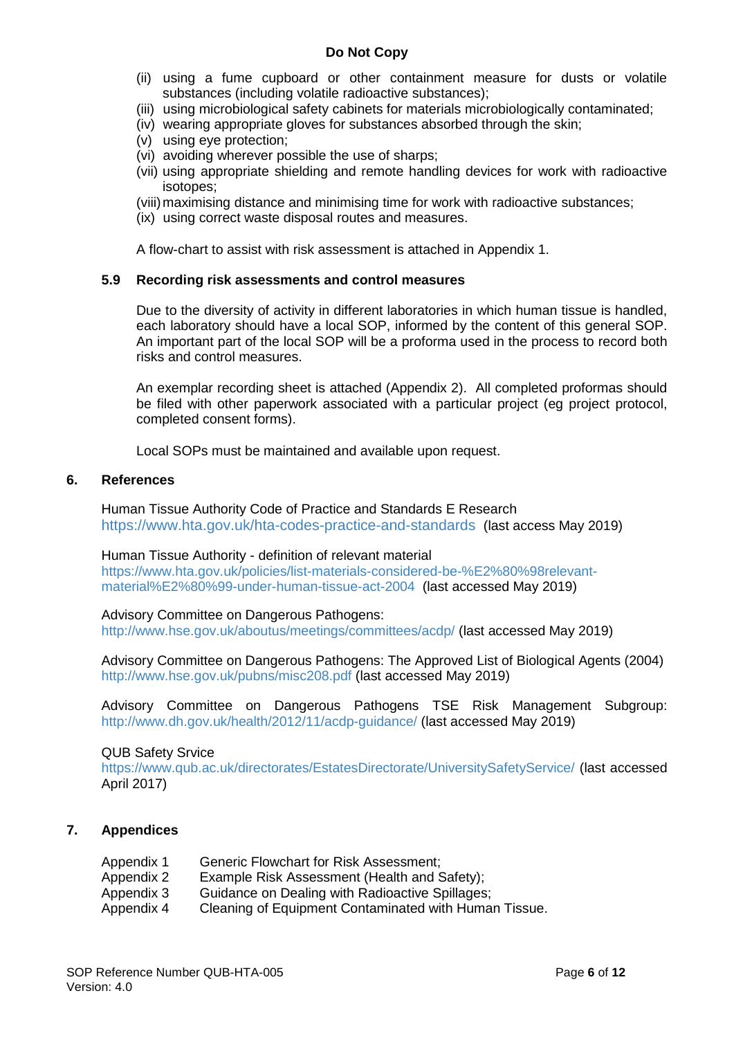(ii) using a fume cupboard or other containment measure for dusts or volatile substances (including volatile radioactive substances);
(iii) using microbiological safety cabinets for materials microbiologically contaminated;
(iv) wearing appropriate gloves for substances absorbed through the skin;
(v) using eye protection;
(vi) avoiding wherever possible the use of sharps;
(vii) using appropriate shielding and remote handling devices for work with radioactive isotopes;
(viii) maximising distance and minimising time for work with radioactive substances;
(ix) using correct waste disposal routes and measures.

A flow-chart to assist with risk assessment is attached in Appendix 1.

### 5.9 Recording risk assessments and control measures

Due to the diversity of activity in different laboratories in which human tissue is handled, each laboratory should have a local SOP, informed by the content of this general SOP. An important part of the local SOP will be a proforma used in the process to record both risks and control measures.

An exemplar recording sheet is attached (Appendix 2). All completed proformas should be filed with other paperwork associated with a particular project (eg project protocol, completed consent forms).

Local SOPs must be maintained and available upon request.

## 6. References

Human Tissue Authority Code of Practice and Standards E Research
https://www.hta.gov.uk/hta-codes-practice-and-standards (last access May 2019)

Human Tissue Authority - definition of relevant material
https://www.hta.gov.uk/policies/list-materials-considered-be-%E2%80%98relevant-material%E2%80%99-under-human-tissue-act-2004 (last accessed May 2019)

Advisory Committee on Dangerous Pathogens:
http://www.hse.gov.uk/aboutus/meetings/committees/acdp/ (last accessed May 2019)

Advisory Committee on Dangerous Pathogens: The Approved List of Biological Agents (2004)
http://www.hse.gov.uk/pubns/misc208.pdf (last accessed May 2019)

Advisory Committee on Dangerous Pathogens TSE Risk Management Subgroup:
http://www.dh.gov.uk/health/2012/11/acdp-guidance/ (last accessed May 2019)

QUB Safety Srvice
https://www.qub.ac.uk/directorates/EstatesDirectorate/UniversitySafetyService/ (last accessed April 2017)

## 7. Appendices

| | |
|---|---|
| Appendix 1 | Generic Flowchart for Risk Assessment; |
| Appendix 2 | Example Risk Assessment (Health and Safety); |
| Appendix 3 | Guidance on Dealing with Radioactive Spillages; |
| Appendix 4 | Cleaning of Equipment Contaminated with Human Tissue. |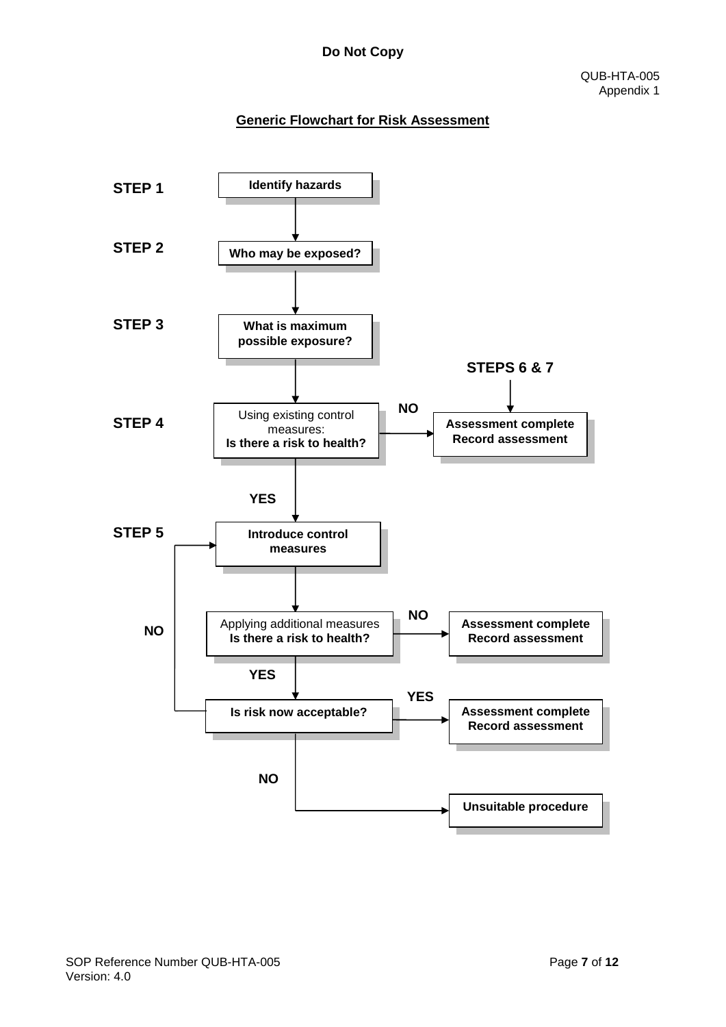Do Not Copy

QUB-HTA-005
Appendix 1

## Generic Flowchart for Risk Assessment

**STEP 1** — **Identify hazards**

**STEP 2** — **Who may be exposed?**

**STEP 3** — **What is maximum possible exposure?**

**STEP 4** — Using existing control measures: **Is there a risk to health?**

- **NO** → **Assessment complete Record assessment** (**STEPS 6 & 7**)
- **YES** → STEP 5

**STEP 5** — **Introduce control measures**

Applying additional measures **Is there a risk to health?**

- **NO** → **Assessment complete Record assessment**
- **YES** → **Is risk now acceptable?**

**Is risk now acceptable?**

- **YES** → **Assessment complete Record assessment**
- **NO** → **Introduce control measures**
- **NO** → **Unsuitable procedure**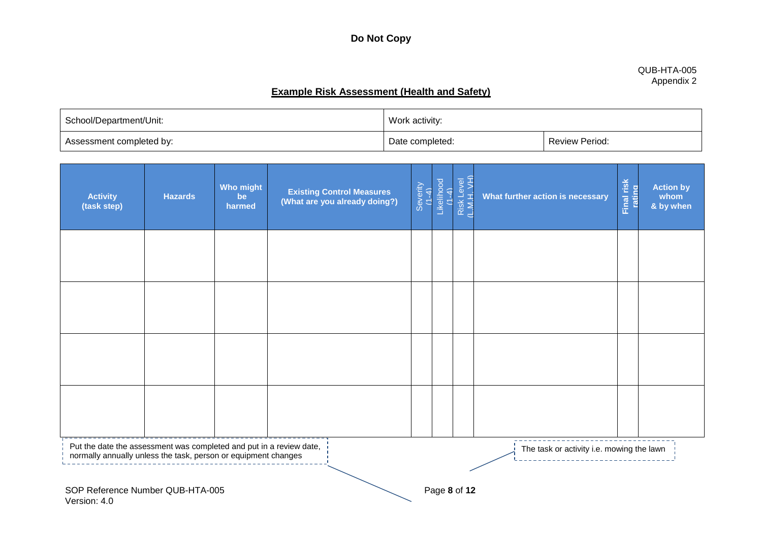**Do Not Copy**

QUB-HTA-005
Appendix 2

## Example Risk Assessment (Health and Safety)

| School/Department/Unit: | Work activity: | |
|---|---|---|
| Assessment completed by: | Date completed: | Review Period: |

| Activity (task step) | Hazards | Who might be harmed | Existing Control Measures (What are you already doing?) | Severity (1-4) | Likelihood (1-4) | Risk Level (L,M,H, VH) | What further action is necessary | Final risk rating | Action by whom & by when |
|---|---|---|---|---|---|---|---|---|---|
| | | | | | | | | | |
| | | | | | | | | | |
| | | | | | | | | | |
| | | | | | | | | | |

Put the date the assessment was completed and put in a review date, normally annually unless the task, person or equipment changes

The task or activity i.e. mowing the lawn

SOP Reference Number QUB-HTA-005
Version: 4.0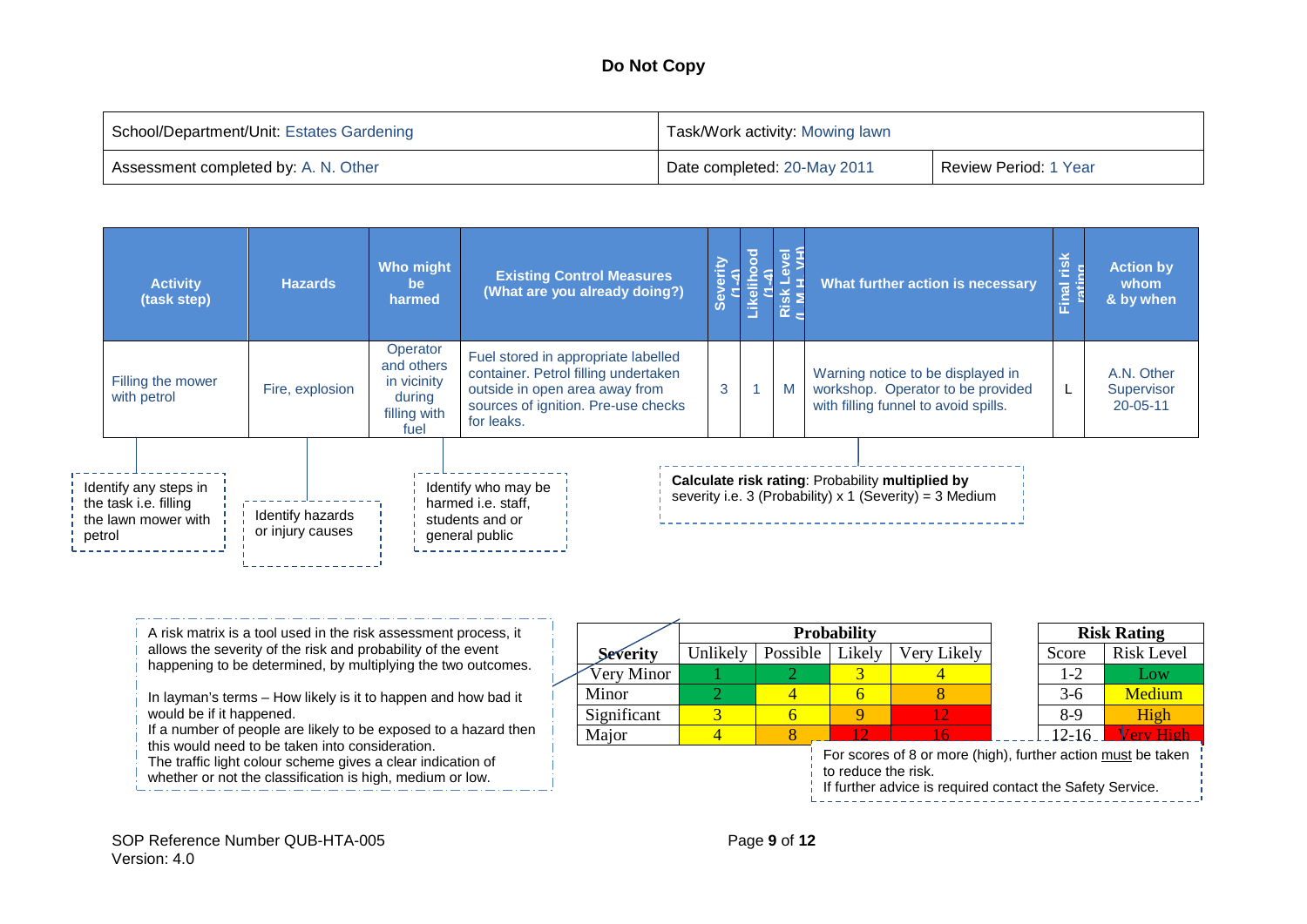**Do Not Copy**

| School/Department/Unit: Estates Gardening | Task/Work activity: Mowing lawn | |
|---|---|---|
| Assessment completed by: A. N. Other | Date completed: 20-May 2011 | Review Period: 1 Year |

| Activity (task step) | Hazards | Who might be harmed | Existing Control Measures (What are you already doing?) | Severity (1-4) | Likelihood (1-4) | Risk Level (L,M,H,VH) | What further action is necessary | Final risk rating | Action by whom & by when |
|---|---|---|---|---|---|---|---|---|---|
| Filling the mower with petrol | Fire, explosion | Operator and others in vicinity during filling with fuel | Fuel stored in appropriate labelled container. Petrol filling undertaken outside in open area away from sources of ignition. Pre-use checks for leaks. | 3 | 1 | M | Warning notice to be displayed in workshop. Operator to be provided with filling funnel to avoid spills. | L | A.N. Other Supervisor 20-05-11 |

Identify any steps in the task i.e. filling the lawn mower with petrol

Identify hazards or injury causes

Identify who may be harmed i.e. staff, students and or general public

**Calculate risk rating**: Probability **multiplied by** severity i.e. 3 (Probability) x 1 (Severity) = 3 Medium

A risk matrix is a tool used in the risk assessment process, it allows the severity of the risk and probability of the event happening to be determined, by multiplying the two outcomes.

In layman's terms – How likely is it to happen and how bad it would be if it happened.
If a number of people are likely to be exposed to a hazard then this would need to be taken into consideration.
The traffic light colour scheme gives a clear indication of whether or not the classification is high, medium or low.

| Severity \ Probability | Unlikely | Possible | Likely | Very Likely |
|---|---|---|---|---|
| Very Minor | 1 | 2 | 3 | 4 |
| Minor | 2 | 4 | 6 | 8 |
| Significant | 3 | 6 | 9 | 12 |
| Major | 4 | 8 | 12 | 16 |

| Risk Rating | |
|---|---|
| Score | Risk Level |
| 1-2 | Low |
| 3-6 | Medium |
| 8-9 | High |
| 12-16 | Very High |

For scores of 8 or more (high), further action must be taken to reduce the risk.
If further advice is required contact the Safety Service.

SOP Reference Number QUB-HTA-005
Version: 4.0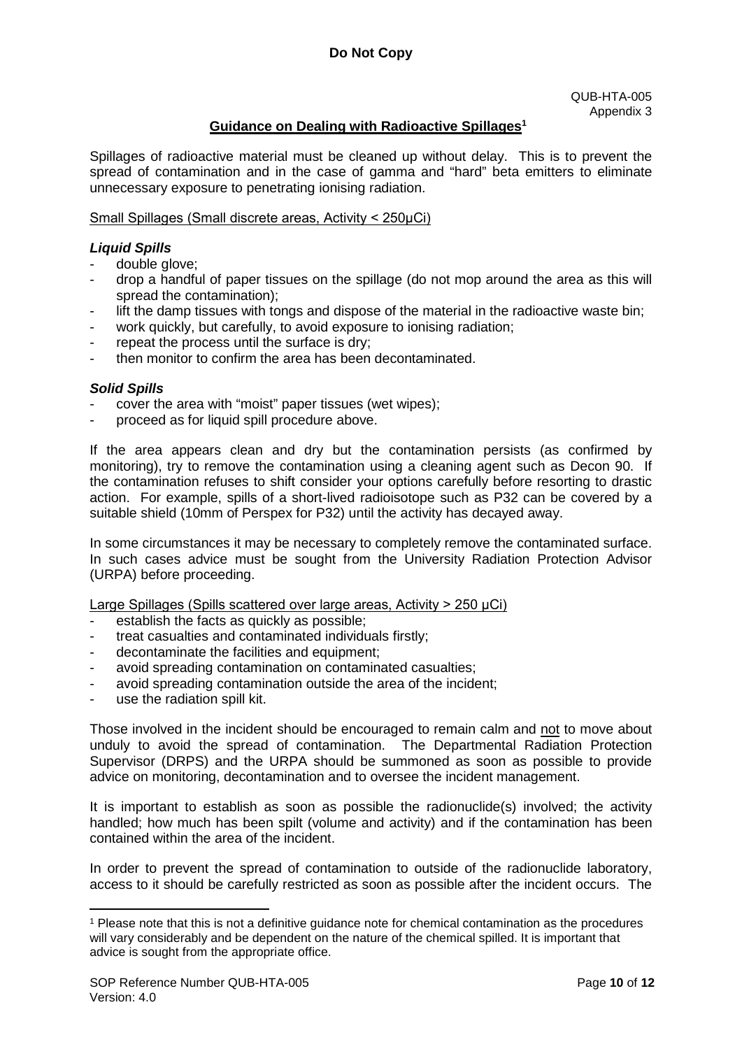## Guidance on Dealing with Radioactive Spillages[1]

Spillages of radioactive material must be cleaned up without delay. This is to prevent the spread of contamination and in the case of gamma and "hard" beta emitters to eliminate unnecessary exposure to penetrating ionising radiation.

Small Spillages (Small discrete areas, Activity < 250μCi)

***Liquid Spills***

- double glove;
- drop a handful of paper tissues on the spillage (do not mop around the area as this will spread the contamination);
- lift the damp tissues with tongs and dispose of the material in the radioactive waste bin;
- work quickly, but carefully, to avoid exposure to ionising radiation;
- repeat the process until the surface is dry;
- then monitor to confirm the area has been decontaminated.

***Solid Spills***

- cover the area with "moist" paper tissues (wet wipes);
- proceed as for liquid spill procedure above.

If the area appears clean and dry but the contamination persists (as confirmed by monitoring), try to remove the contamination using a cleaning agent such as Decon 90. If the contamination refuses to shift consider your options carefully before resorting to drastic action. For example, spills of a short-lived radioisotope such as P32 can be covered by a suitable shield (10mm of Perspex for P32) until the activity has decayed away.

In some circumstances it may be necessary to completely remove the contaminated surface. In such cases advice must be sought from the University Radiation Protection Advisor (URPA) before proceeding.

Large Spillages (Spills scattered over large areas, Activity > 250 μCi)

- establish the facts as quickly as possible;
- treat casualties and contaminated individuals firstly;
- decontaminate the facilities and equipment;
- avoid spreading contamination on contaminated casualties;
- avoid spreading contamination outside the area of the incident;
- use the radiation spill kit.

Those involved in the incident should be encouraged to remain calm and not to move about unduly to avoid the spread of contamination. The Departmental Radiation Protection Supervisor (DRPS) and the URPA should be summoned as soon as possible to provide advice on monitoring, decontamination and to oversee the incident management.

It is important to establish as soon as possible the radionuclide(s) involved; the activity handled; how much has been spilt (volume and activity) and if the contamination has been contained within the area of the incident.

In order to prevent the spread of contamination to outside of the radionuclide laboratory, access to it should be carefully restricted as soon as possible after the incident occurs. The

[1] Please note that this is not a definitive guidance note for chemical contamination as the procedures will vary considerably and be dependent on the nature of the chemical spilled. It is important that advice is sought from the appropriate office.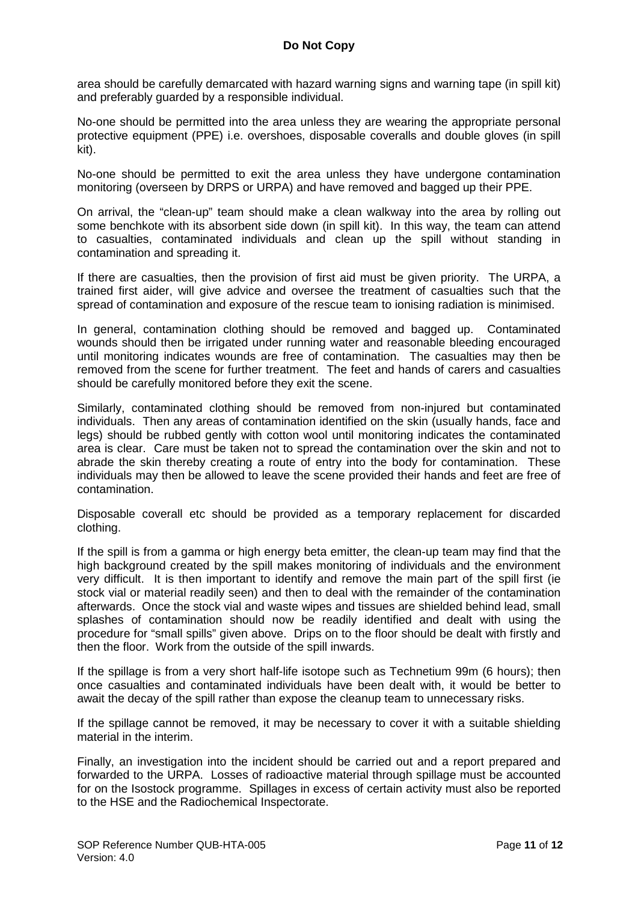area should be carefully demarcated with hazard warning signs and warning tape (in spill kit) and preferably guarded by a responsible individual.

No-one should be permitted into the area unless they are wearing the appropriate personal protective equipment (PPE) i.e. overshoes, disposable coveralls and double gloves (in spill kit).

No-one should be permitted to exit the area unless they have undergone contamination monitoring (overseen by DRPS or URPA) and have removed and bagged up their PPE.

On arrival, the "clean-up" team should make a clean walkway into the area by rolling out some benchkote with its absorbent side down (in spill kit). In this way, the team can attend to casualties, contaminated individuals and clean up the spill without standing in contamination and spreading it.

If there are casualties, then the provision of first aid must be given priority. The URPA, a trained first aider, will give advice and oversee the treatment of casualties such that the spread of contamination and exposure of the rescue team to ionising radiation is minimised.

In general, contamination clothing should be removed and bagged up. Contaminated wounds should then be irrigated under running water and reasonable bleeding encouraged until monitoring indicates wounds are free of contamination. The casualties may then be removed from the scene for further treatment. The feet and hands of carers and casualties should be carefully monitored before they exit the scene.

Similarly, contaminated clothing should be removed from non-injured but contaminated individuals. Then any areas of contamination identified on the skin (usually hands, face and legs) should be rubbed gently with cotton wool until monitoring indicates the contaminated area is clear. Care must be taken not to spread the contamination over the skin and not to abrade the skin thereby creating a route of entry into the body for contamination. These individuals may then be allowed to leave the scene provided their hands and feet are free of contamination.

Disposable coverall etc should be provided as a temporary replacement for discarded clothing.

If the spill is from a gamma or high energy beta emitter, the clean-up team may find that the high background created by the spill makes monitoring of individuals and the environment very difficult. It is then important to identify and remove the main part of the spill first (ie stock vial or material readily seen) and then to deal with the remainder of the contamination afterwards. Once the stock vial and waste wipes and tissues are shielded behind lead, small splashes of contamination should now be readily identified and dealt with using the procedure for "small spills" given above. Drips on to the floor should be dealt with firstly and then the floor. Work from the outside of the spill inwards.

If the spillage is from a very short half-life isotope such as Technetium 99m (6 hours); then once casualties and contaminated individuals have been dealt with, it would be better to await the decay of the spill rather than expose the cleanup team to unnecessary risks.

If the spillage cannot be removed, it may be necessary to cover it with a suitable shielding material in the interim.

Finally, an investigation into the incident should be carried out and a report prepared and forwarded to the URPA. Losses of radioactive material through spillage must be accounted for on the Isostock programme. Spillages in excess of certain activity must also be reported to the HSE and the Radiochemical Inspectorate.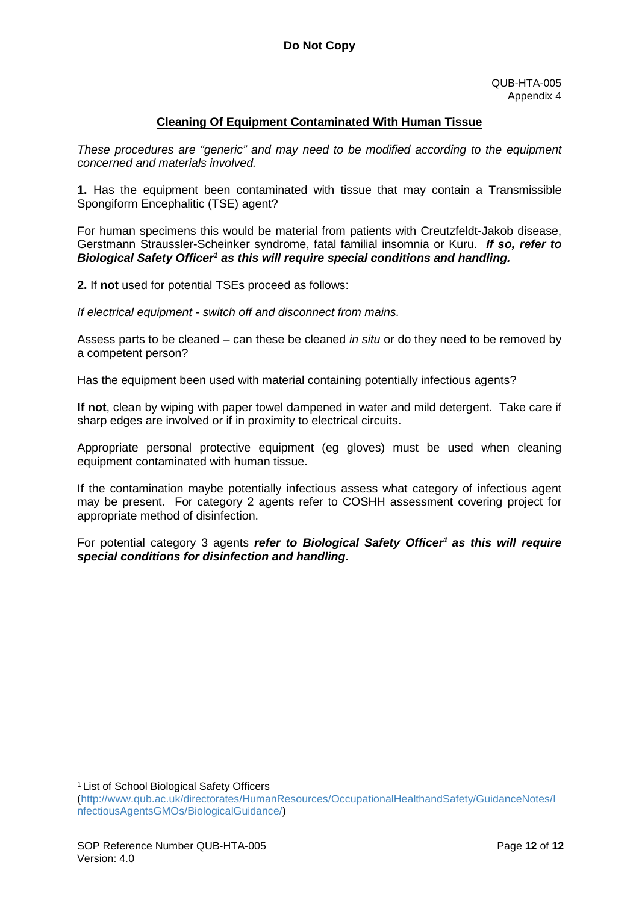**Do Not Copy**

QUB-HTA-005
Appendix 4

## Cleaning Of Equipment Contaminated With Human Tissue

*These procedures are "generic" and may need to be modified according to the equipment concerned and materials involved.*

**1.** Has the equipment been contaminated with tissue that may contain a Transmissible Spongiform Encephalitic (TSE) agent?

For human specimens this would be material from patients with Creutzfeldt-Jakob disease, Gerstmann Straussler-Scheinker syndrome, fatal familial insomnia or Kuru. ***If so, refer to Biological Safety Officer[1] as this will require special conditions and handling.***

**2.** If **not** used for potential TSEs proceed as follows:

*If electrical equipment - switch off and disconnect from mains.*

Assess parts to be cleaned – can these be cleaned *in situ* or do they need to be removed by a competent person?

Has the equipment been used with material containing potentially infectious agents?

**If not**, clean by wiping with paper towel dampened in water and mild detergent. Take care if sharp edges are involved or if in proximity to electrical circuits.

Appropriate personal protective equipment (eg gloves) must be used when cleaning equipment contaminated with human tissue.

If the contamination maybe potentially infectious assess what category of infectious agent may be present. For category 2 agents refer to COSHH assessment covering project for appropriate method of disinfection.

For potential category 3 agents ***refer to Biological Safety Officer[1] as this will require special conditions for disinfection and handling.***

[1] List of School Biological Safety Officers (http://www.qub.ac.uk/directorates/HumanResources/OccupationalHealthandSafety/GuidanceNotes/InfectiousAgentsGMOs/BiologicalGuidance/)

SOP Reference Number QUB-HTA-005
Version: 4.0